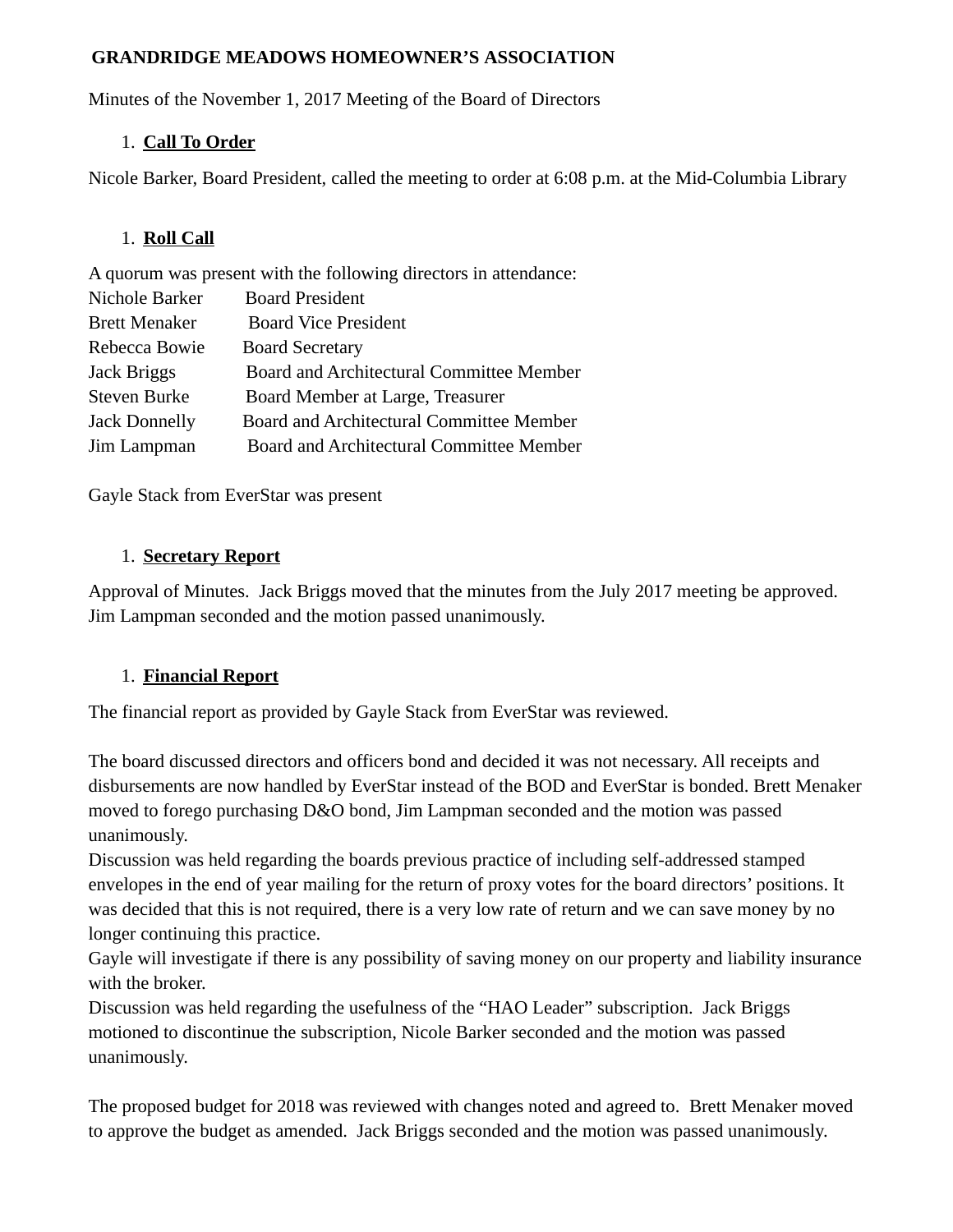**GRANDRIDGE MEADOWS HOMEOWNER'S ASSOCIATION**

Minutes of the November 1, 2017 Meeting of the Board of Directors

1. **Call To Order**

Nicole Barker, Board President, called the meeting to order at 6:08 p.m. at the Mid-Columbia Library

1. **Roll Call**

A quorum was present with the following directors in attendance:

| | |
|---|---|
| Nichole Barker | Board President |
| Brett Menaker | Board Vice President |
| Rebecca Bowie | Board Secretary |
| Jack Briggs | Board and Architectural Committee Member |
| Steven Burke | Board Member at Large, Treasurer |
| Jack Donnelly | Board and Architectural Committee Member |
| Jim Lampman | Board and Architectural Committee Member |

Gayle Stack from EverStar was present

1. **Secretary Report**

Approval of Minutes. Jack Briggs moved that the minutes from the July 2017 meeting be approved. Jim Lampman seconded and the motion passed unanimously.

1. **Financial Report**

The financial report as provided by Gayle Stack from EverStar was reviewed.

The board discussed directors and officers bond and decided it was not necessary. All receipts and disbursements are now handled by EverStar instead of the BOD and EverStar is bonded. Brett Menaker moved to forego purchasing D&O bond, Jim Lampman seconded and the motion was passed unanimously.
Discussion was held regarding the boards previous practice of including self-addressed stamped envelopes in the end of year mailing for the return of proxy votes for the board directors' positions. It was decided that this is not required, there is a very low rate of return and we can save money by no longer continuing this practice.
Gayle will investigate if there is any possibility of saving money on our property and liability insurance with the broker.
Discussion was held regarding the usefulness of the "HAO Leader" subscription. Jack Briggs motioned to discontinue the subscription, Nicole Barker seconded and the motion was passed unanimously.

The proposed budget for 2018 was reviewed with changes noted and agreed to. Brett Menaker moved to approve the budget as amended. Jack Briggs seconded and the motion was passed unanimously.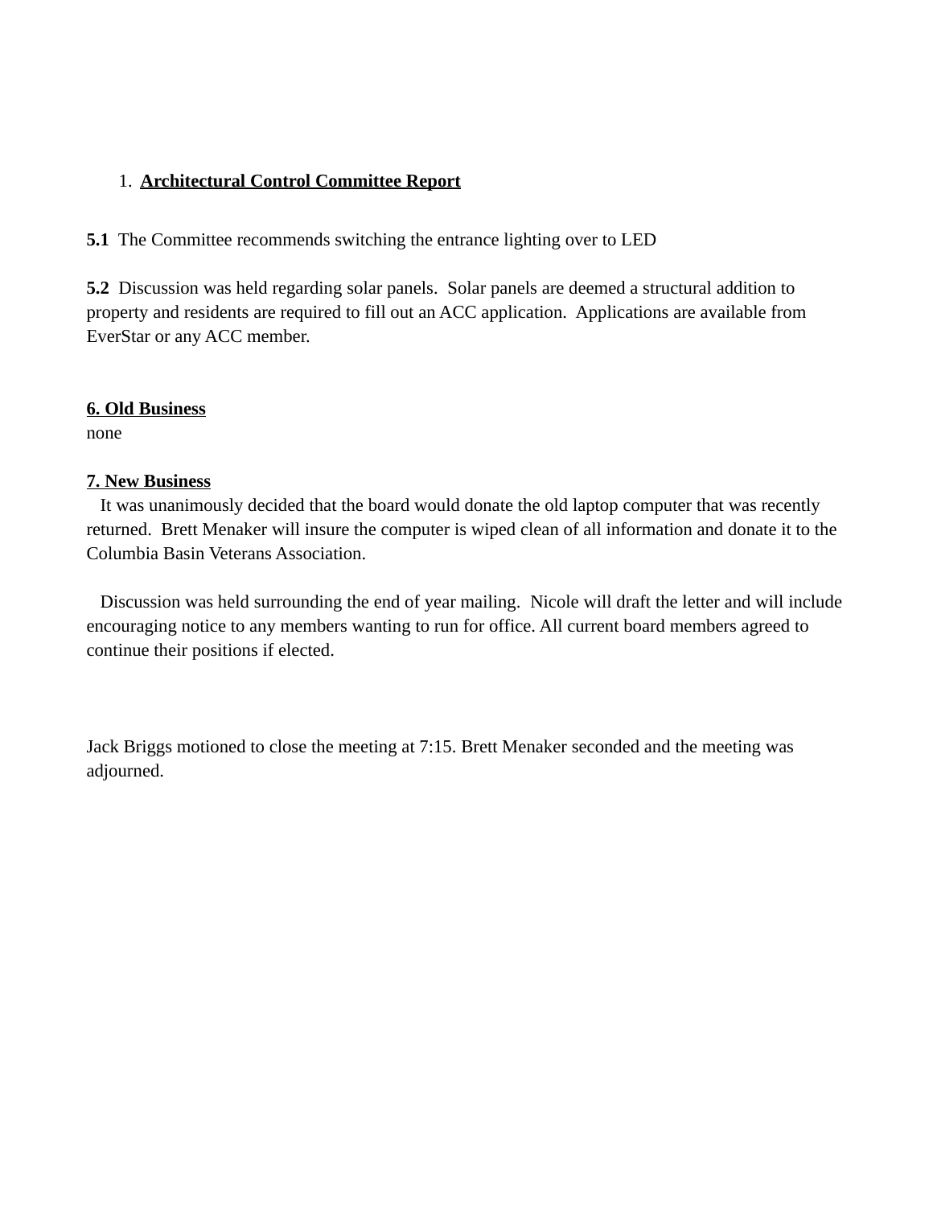1. **Architectural Control Committee Report**

**5.1** The Committee recommends switching the entrance lighting over to LED

**5.2** Discussion was held regarding solar panels. Solar panels are deemed a structural addition to property and residents are required to fill out an ACC application. Applications are available from EverStar or any ACC member.

**6. Old Business**

none

**7. New Business**

It was unanimously decided that the board would donate the old laptop computer that was recently returned. Brett Menaker will insure the computer is wiped clean of all information and donate it to the Columbia Basin Veterans Association.

Discussion was held surrounding the end of year mailing. Nicole will draft the letter and will include encouraging notice to any members wanting to run for office. All current board members agreed to continue their positions if elected.

Jack Briggs motioned to close the meeting at 7:15. Brett Menaker seconded and the meeting was adjourned.